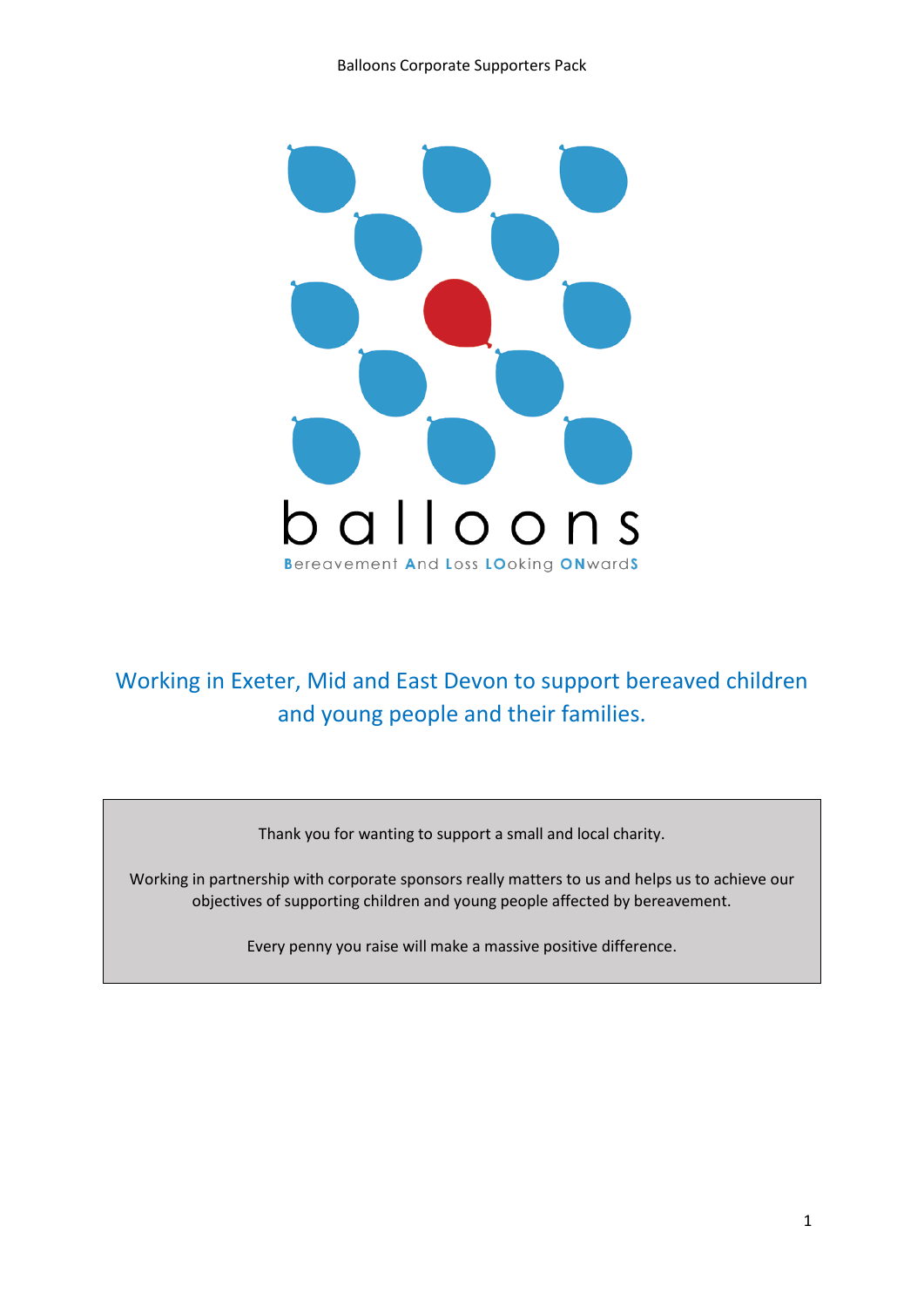# balloons

**B**ereavement **A**nd **L**oss **LO**oking **ON**ward**S**

## Working in Exeter, Mid and East Devon to support bereaved children and young people and their families.

Thank you for wanting to support a small and local charity.

Working in partnership with corporate sponsors really matters to us and helps us to achieve our objectives of supporting children and young people affected by bereavement.

Every penny you raise will make a massive positive difference.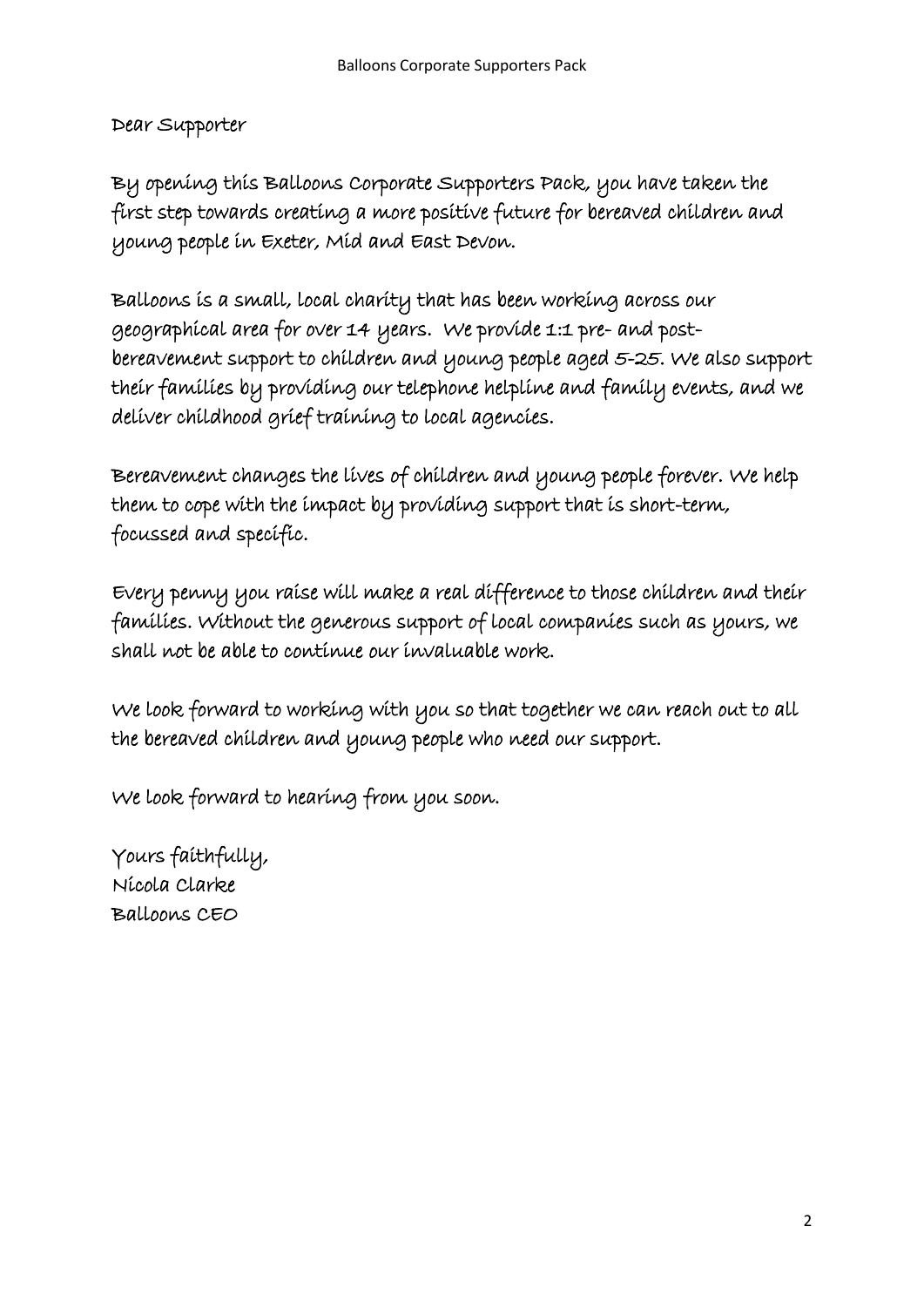Dear Supporter

By opening this Balloons Corporate Supporters Pack, you have taken the first step towards creating a more positive future for bereaved children and young people in Exeter, Mid and East Devon.

Balloons is a small, local charity that has been working across our geographical area for over 14 years. We provide 1:1 pre- and post-bereavement support to children and young people aged 5-25. We also support their families by providing our telephone helpline and family events, and we deliver childhood grief training to local agencies.

Bereavement changes the lives of children and young people forever. We help them to cope with the impact by providing support that is short-term, focussed and specific.

Every penny you raise will make a real difference to those children and their families. Without the generous support of local companies such as yours, we shall not be able to continue our invaluable work.

We look forward to working with you so that together we can reach out to all the bereaved children and young people who need our support.

We look forward to hearing from you soon.

Yours faithfully,
Nicola Clarke
Balloons CEO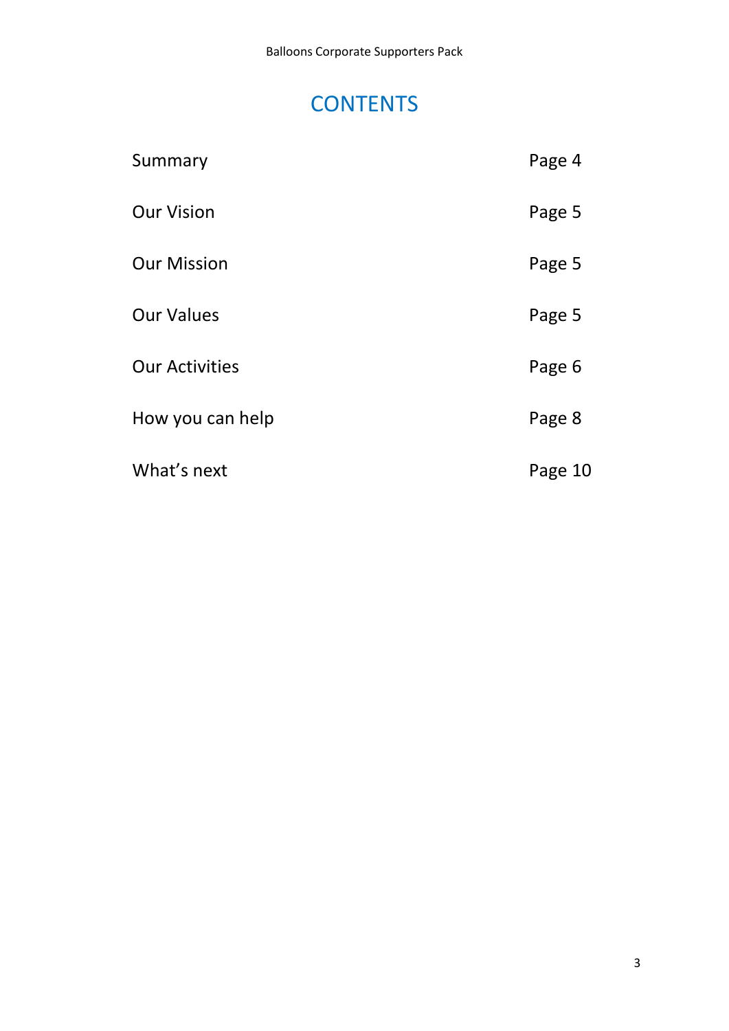# CONTENTS

| | |
|---|---|
| Summary | Page 4 |
| Our Vision | Page 5 |
| Our Mission | Page 5 |
| Our Values | Page 5 |
| Our Activities | Page 6 |
| How you can help | Page 8 |
| What's next | Page 10 |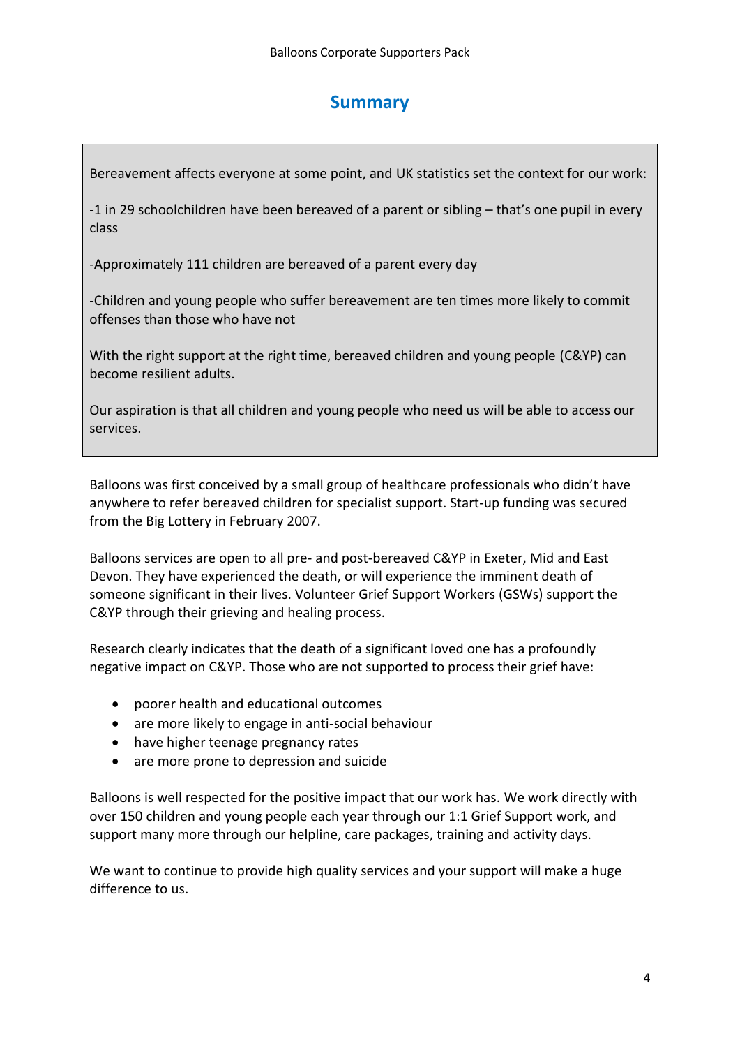## Summary

Bereavement affects everyone at some point, and UK statistics set the context for our work:

-1 in 29 schoolchildren have been bereaved of a parent or sibling – that's one pupil in every class

-Approximately 111 children are bereaved of a parent every day

-Children and young people who suffer bereavement are ten times more likely to commit offenses than those who have not

With the right support at the right time, bereaved children and young people (C&YP) can become resilient adults.

Our aspiration is that all children and young people who need us will be able to access our services.

Balloons was first conceived by a small group of healthcare professionals who didn't have anywhere to refer bereaved children for specialist support. Start-up funding was secured from the Big Lottery in February 2007.

Balloons services are open to all pre- and post-bereaved C&YP in Exeter, Mid and East Devon. They have experienced the death, or will experience the imminent death of someone significant in their lives. Volunteer Grief Support Workers (GSWs) support the C&YP through their grieving and healing process.

Research clearly indicates that the death of a significant loved one has a profoundly negative impact on C&YP. Those who are not supported to process their grief have:

- poorer health and educational outcomes
- are more likely to engage in anti-social behaviour
- have higher teenage pregnancy rates
- are more prone to depression and suicide

Balloons is well respected for the positive impact that our work has. We work directly with over 150 children and young people each year through our 1:1 Grief Support work, and support many more through our helpline, care packages, training and activity days.

We want to continue to provide high quality services and your support will make a huge difference to us.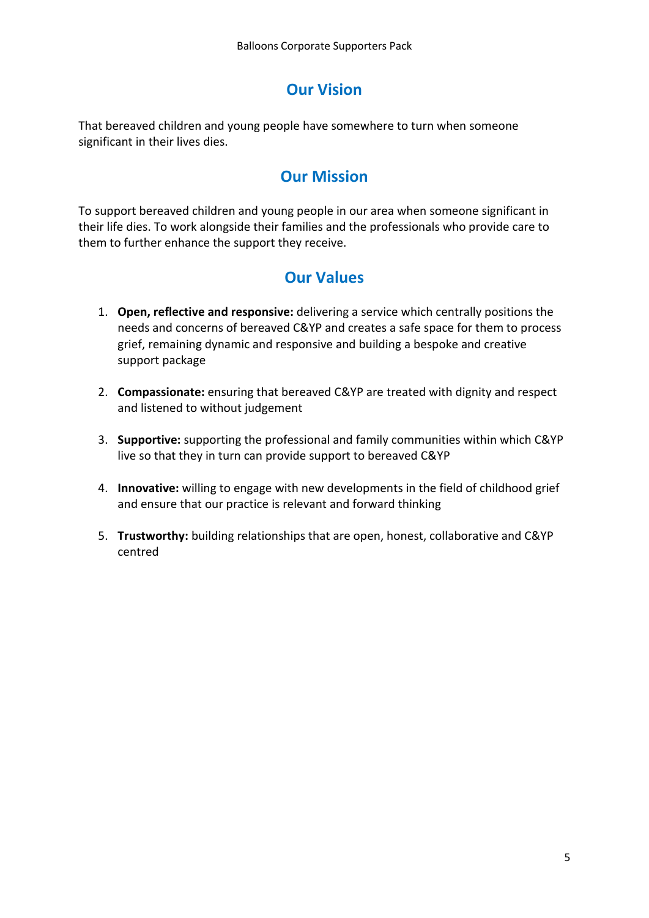## Our Vision

That bereaved children and young people have somewhere to turn when someone significant in their lives dies.

## Our Mission

To support bereaved children and young people in our area when someone significant in their life dies. To work alongside their families and the professionals who provide care to them to further enhance the support they receive.

## Our Values

1. **Open, reflective and responsive:** delivering a service which centrally positions the needs and concerns of bereaved C&YP and creates a safe space for them to process grief, remaining dynamic and responsive and building a bespoke and creative support package

2. **Compassionate:** ensuring that bereaved C&YP are treated with dignity and respect and listened to without judgement

3. **Supportive:** supporting the professional and family communities within which C&YP live so that they in turn can provide support to bereaved C&YP

4. **Innovative:** willing to engage with new developments in the field of childhood grief and ensure that our practice is relevant and forward thinking

5. **Trustworthy:** building relationships that are open, honest, collaborative and C&YP centred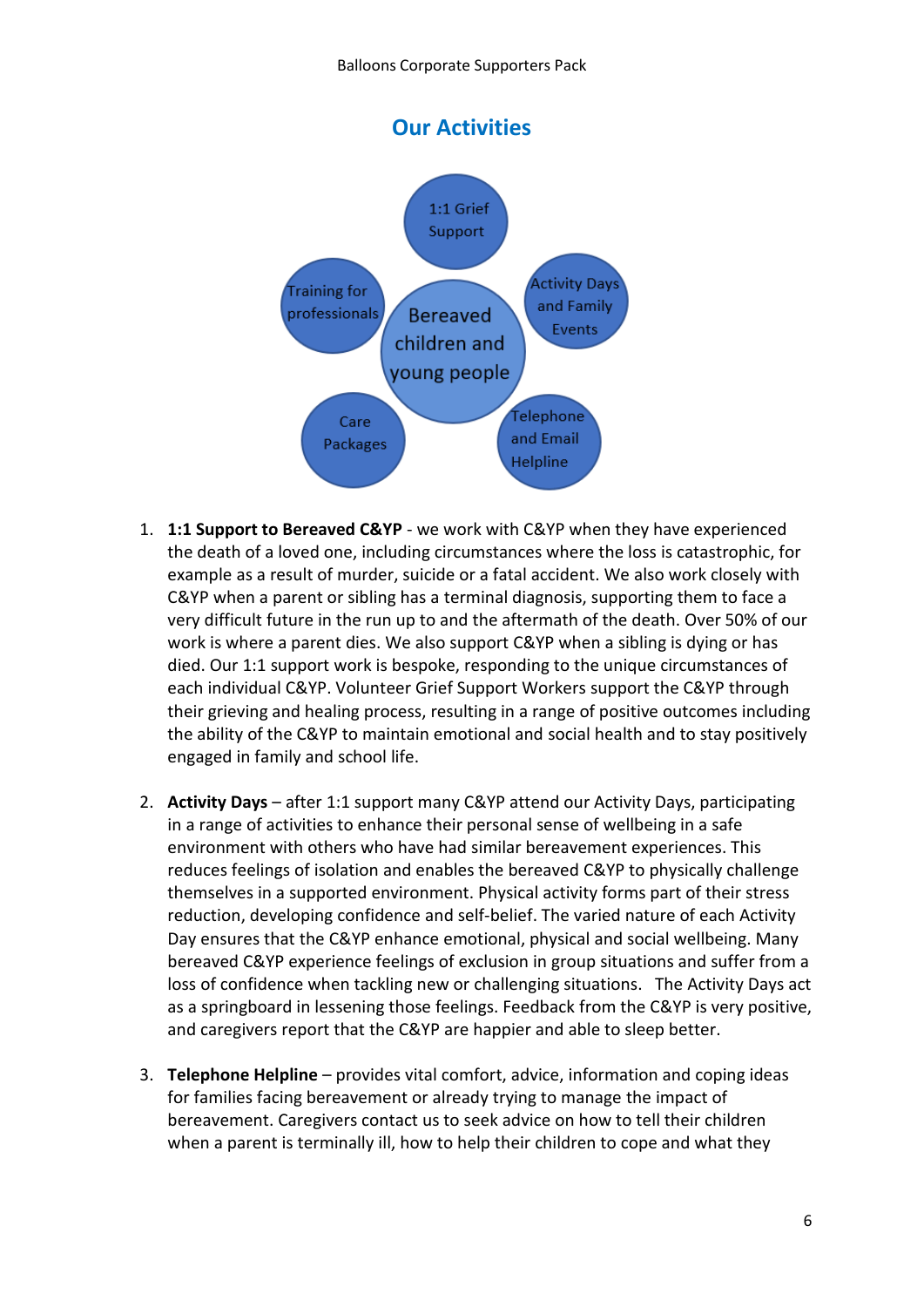## Our Activities

Bereaved children and young people

1:1 Grief Support

Activity Days and Family Events

Telephone and Email Helpline

Care Packages

Training for professionals

1. **1:1 Support to Bereaved C&YP** - we work with C&YP when they have experienced the death of a loved one, including circumstances where the loss is catastrophic, for example as a result of murder, suicide or a fatal accident. We also work closely with C&YP when a parent or sibling has a terminal diagnosis, supporting them to face a very difficult future in the run up to and the aftermath of the death. Over 50% of our work is where a parent dies. We also support C&YP when a sibling is dying or has died. Our 1:1 support work is bespoke, responding to the unique circumstances of each individual C&YP. Volunteer Grief Support Workers support the C&YP through their grieving and healing process, resulting in a range of positive outcomes including the ability of the C&YP to maintain emotional and social health and to stay positively engaged in family and school life.

2. **Activity Days** – after 1:1 support many C&YP attend our Activity Days, participating in a range of activities to enhance their personal sense of wellbeing in a safe environment with others who have had similar bereavement experiences. This reduces feelings of isolation and enables the bereaved C&YP to physically challenge themselves in a supported environment. Physical activity forms part of their stress reduction, developing confidence and self-belief. The varied nature of each Activity Day ensures that the C&YP enhance emotional, physical and social wellbeing. Many bereaved C&YP experience feelings of exclusion in group situations and suffer from a loss of confidence when tackling new or challenging situations. The Activity Days act as a springboard in lessening those feelings. Feedback from the C&YP is very positive, and caregivers report that the C&YP are happier and able to sleep better.

3. **Telephone Helpline** – provides vital comfort, advice, information and coping ideas for families facing bereavement or already trying to manage the impact of bereavement. Caregivers contact us to seek advice on how to tell their children when a parent is terminally ill, how to help their children to cope and what they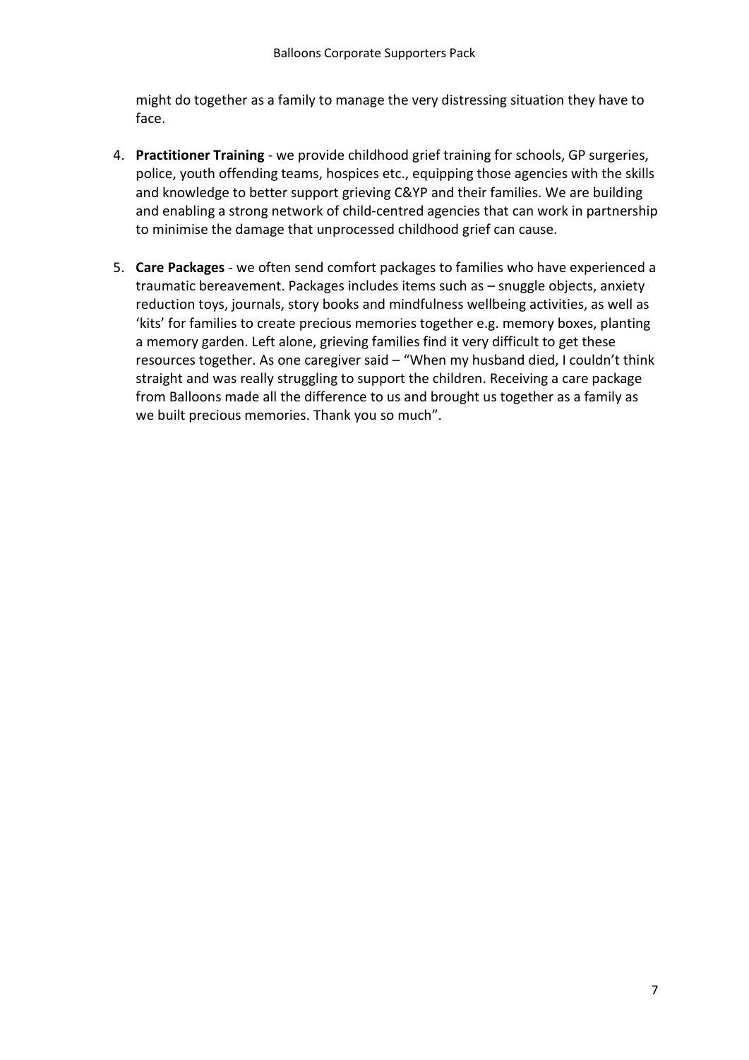might do together as a family to manage the very distressing situation they have to face.

4. **Practitioner Training** - we provide childhood grief training for schools, GP surgeries, police, youth offending teams, hospices etc., equipping those agencies with the skills and knowledge to better support grieving C&YP and their families. We are building and enabling a strong network of child-centred agencies that can work in partnership to minimise the damage that unprocessed childhood grief can cause.

5. **Care Packages** - we often send comfort packages to families who have experienced a traumatic bereavement. Packages includes items such as – snuggle objects, anxiety reduction toys, journals, story books and mindfulness wellbeing activities, as well as 'kits' for families to create precious memories together e.g. memory boxes, planting a memory garden. Left alone, grieving families find it very difficult to get these resources together. As one caregiver said – "When my husband died, I couldn't think straight and was really struggling to support the children. Receiving a care package from Balloons made all the difference to us and brought us together as a family as we built precious memories. Thank you so much".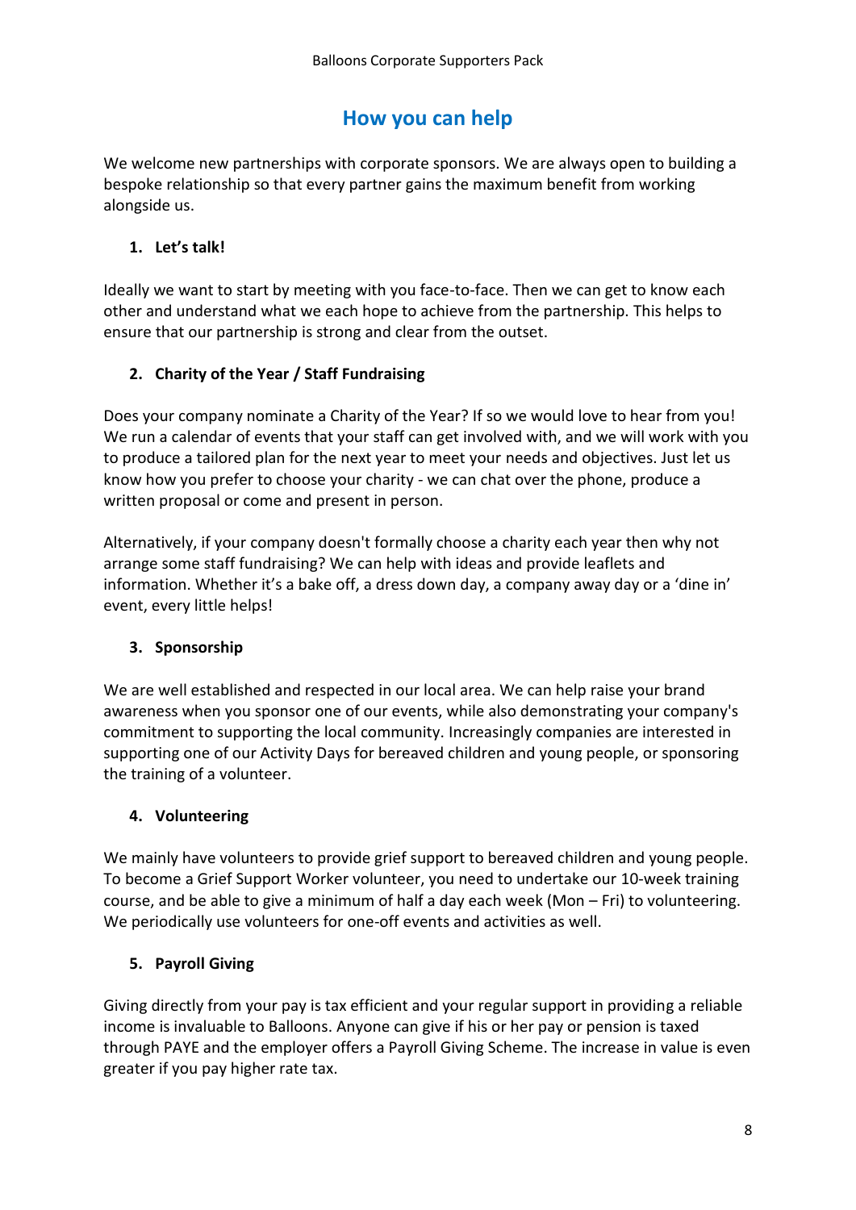## How you can help

We welcome new partnerships with corporate sponsors. We are always open to building a bespoke relationship so that every partner gains the maximum benefit from working alongside us.

1. **Let's talk!**

Ideally we want to start by meeting with you face-to-face. Then we can get to know each other and understand what we each hope to achieve from the partnership. This helps to ensure that our partnership is strong and clear from the outset.

2. **Charity of the Year / Staff Fundraising**

Does your company nominate a Charity of the Year? If so we would love to hear from you! We run a calendar of events that your staff can get involved with, and we will work with you to produce a tailored plan for the next year to meet your needs and objectives. Just let us know how you prefer to choose your charity - we can chat over the phone, produce a written proposal or come and present in person.

Alternatively, if your company doesn't formally choose a charity each year then why not arrange some staff fundraising? We can help with ideas and provide leaflets and information. Whether it's a bake off, a dress down day, a company away day or a 'dine in' event, every little helps!

3. **Sponsorship**

We are well established and respected in our local area. We can help raise your brand awareness when you sponsor one of our events, while also demonstrating your company's commitment to supporting the local community. Increasingly companies are interested in supporting one of our Activity Days for bereaved children and young people, or sponsoring the training of a volunteer.

4. **Volunteering**

We mainly have volunteers to provide grief support to bereaved children and young people. To become a Grief Support Worker volunteer, you need to undertake our 10-week training course, and be able to give a minimum of half a day each week (Mon – Fri) to volunteering. We periodically use volunteers for one-off events and activities as well.

5. **Payroll Giving**

Giving directly from your pay is tax efficient and your regular support in providing a reliable income is invaluable to Balloons. Anyone can give if his or her pay or pension is taxed through PAYE and the employer offers a Payroll Giving Scheme. The increase in value is even greater if you pay higher rate tax.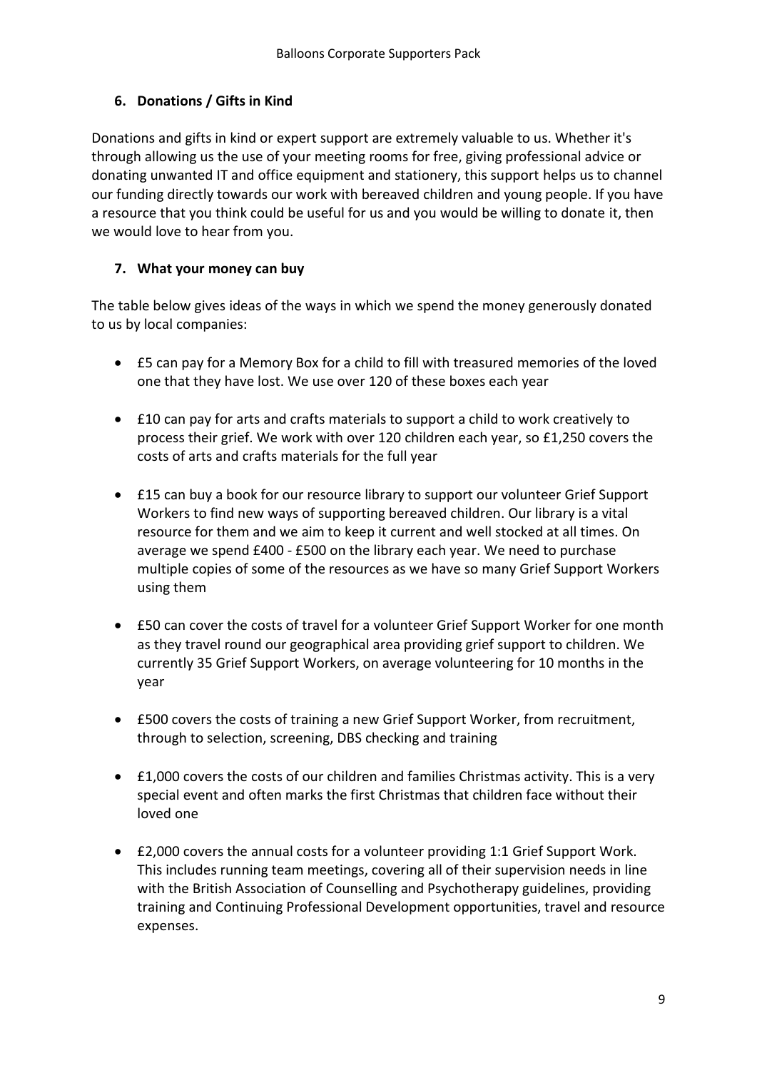## 6. Donations / Gifts in Kind

Donations and gifts in kind or expert support are extremely valuable to us. Whether it's through allowing us the use of your meeting rooms for free, giving professional advice or donating unwanted IT and office equipment and stationery, this support helps us to channel our funding directly towards our work with bereaved children and young people. If you have a resource that you think could be useful for us and you would be willing to donate it, then we would love to hear from you.

## 7. What your money can buy

The table below gives ideas of the ways in which we spend the money generously donated to us by local companies:

- £5 can pay for a Memory Box for a child to fill with treasured memories of the loved one that they have lost. We use over 120 of these boxes each year
- £10 can pay for arts and crafts materials to support a child to work creatively to process their grief. We work with over 120 children each year, so £1,250 covers the costs of arts and crafts materials for the full year
- £15 can buy a book for our resource library to support our volunteer Grief Support Workers to find new ways of supporting bereaved children. Our library is a vital resource for them and we aim to keep it current and well stocked at all times. On average we spend £400 - £500 on the library each year. We need to purchase multiple copies of some of the resources as we have so many Grief Support Workers using them
- £50 can cover the costs of travel for a volunteer Grief Support Worker for one month as they travel round our geographical area providing grief support to children. We currently 35 Grief Support Workers, on average volunteering for 10 months in the year
- £500 covers the costs of training a new Grief Support Worker, from recruitment, through to selection, screening, DBS checking and training
- £1,000 covers the costs of our children and families Christmas activity. This is a very special event and often marks the first Christmas that children face without their loved one
- £2,000 covers the annual costs for a volunteer providing 1:1 Grief Support Work. This includes running team meetings, covering all of their supervision needs in line with the British Association of Counselling and Psychotherapy guidelines, providing training and Continuing Professional Development opportunities, travel and resource expenses.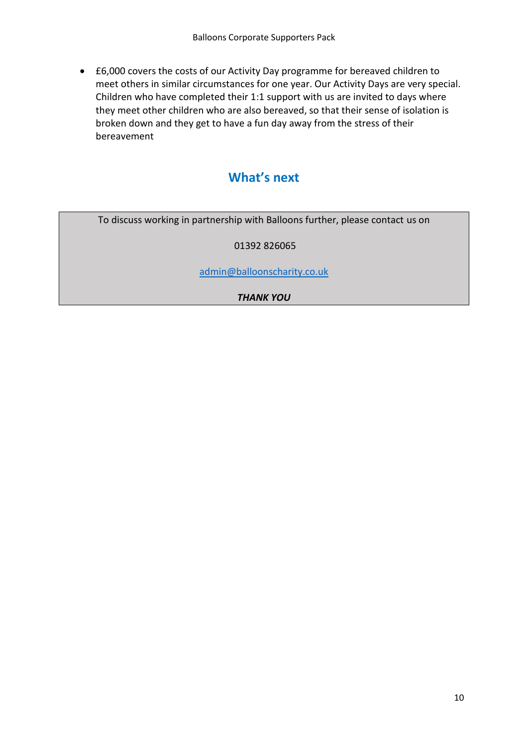- £6,000 covers the costs of our Activity Day programme for bereaved children to meet others in similar circumstances for one year. Our Activity Days are very special. Children who have completed their 1:1 support with us are invited to days where they meet other children who are also bereaved, so that their sense of isolation is broken down and they get to have a fun day away from the stress of their bereavement

## What's next

To discuss working in partnership with Balloons further, please contact us on

01392 826065

admin@balloonscharity.co.uk

***THANK YOU***